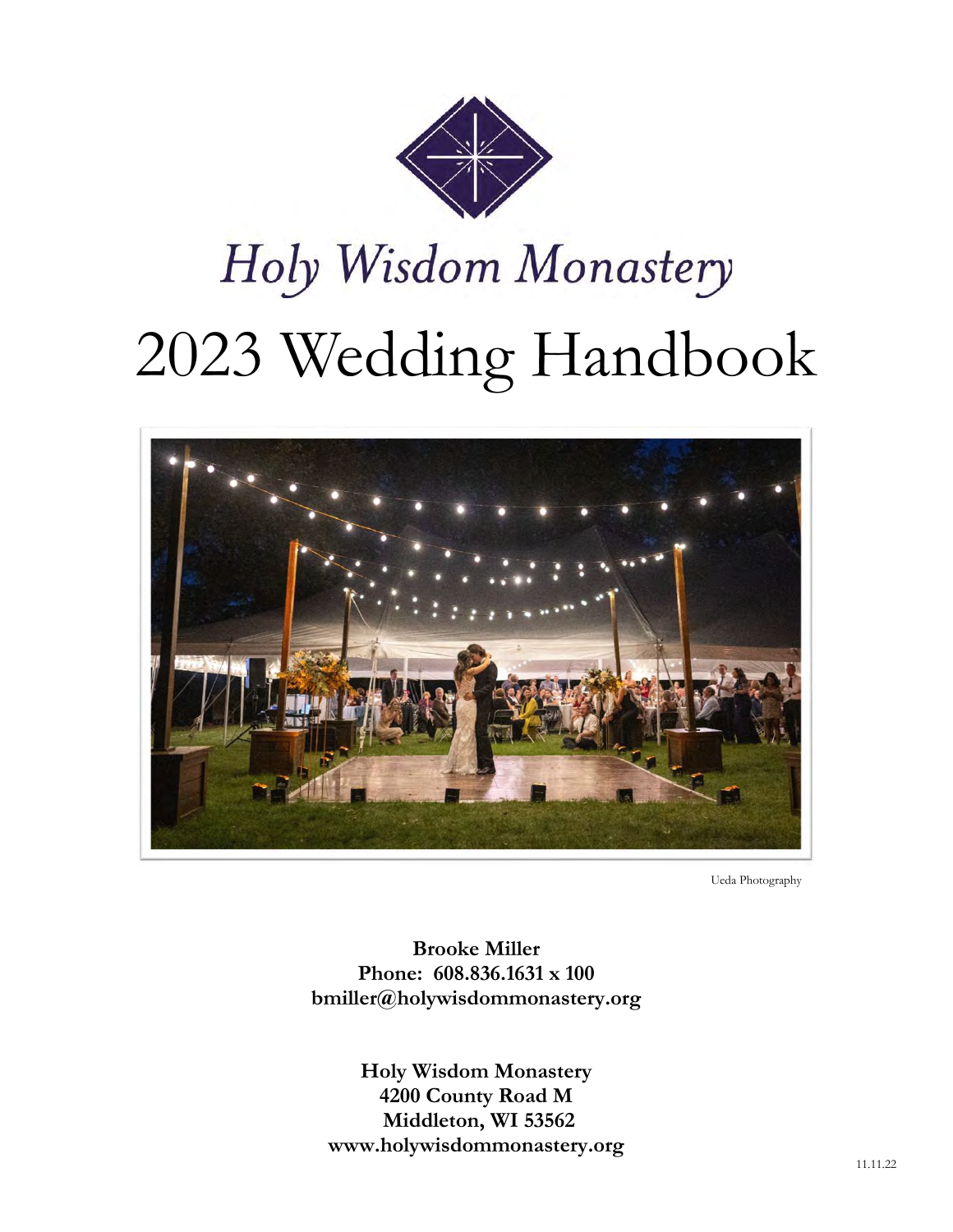# Holy Wisdom Monastery

# 2023 Wedding Handbook

Ueda Photography

**Brooke Miller**
**Phone: 608.836.1631 x 100**
**bmiller@holywisdommonastery.org**

**Holy Wisdom Monastery**
**4200 County Road M**
**Middleton, WI 53562**
**www.holywisdommonastery.org**

11.11.22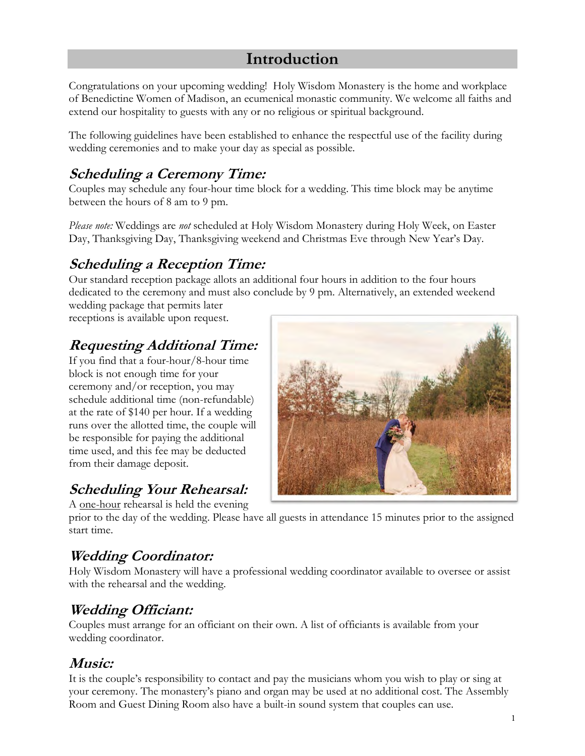# Introduction

Congratulations on your upcoming wedding! Holy Wisdom Monastery is the home and workplace of Benedictine Women of Madison, an ecumenical monastic community. We welcome all faiths and extend our hospitality to guests with any or no religious or spiritual background.

The following guidelines have been established to enhance the respectful use of the facility during wedding ceremonies and to make your day as special as possible.

## *Scheduling a Ceremony Time:*

Couples may schedule any four-hour time block for a wedding. This time block may be anytime between the hours of 8 am to 9 pm.

*Please note:* Weddings are *not* scheduled at Holy Wisdom Monastery during Holy Week, on Easter Day, Thanksgiving Day, Thanksgiving weekend and Christmas Eve through New Year's Day.

## *Scheduling a Reception Time:*

Our standard reception package allots an additional four hours in addition to the four hours dedicated to the ceremony and must also conclude by 9 pm. Alternatively, an extended weekend wedding package that permits later receptions is available upon request.

## *Requesting Additional Time:*

If you find that a four-hour/8-hour time block is not enough time for your ceremony and/or reception, you may schedule additional time (non-refundable) at the rate of $140 per hour. If a wedding runs over the allotted time, the couple will be responsible for paying the additional time used, and this fee may be deducted from their damage deposit.

## *Scheduling Your Rehearsal:*

A <u>one-hour</u> rehearsal is held the evening prior to the day of the wedding. Please have all guests in attendance 15 minutes prior to the assigned start time.

## *Wedding Coordinator:*

Holy Wisdom Monastery will have a professional wedding coordinator available to oversee or assist with the rehearsal and the wedding.

## *Wedding Officiant:*

Couples must arrange for an officiant on their own. A list of officiants is available from your wedding coordinator.

## *Music:*

It is the couple's responsibility to contact and pay the musicians whom you wish to play or sing at your ceremony. The monastery's piano and organ may be used at no additional cost. The Assembly Room and Guest Dining Room also have a built-in sound system that couples can use.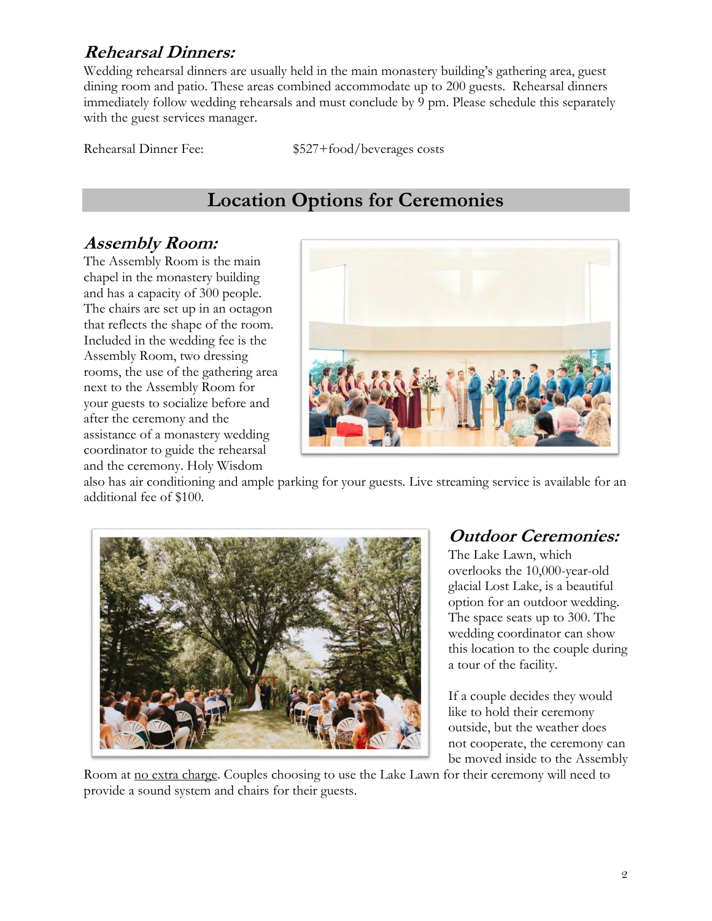### *Rehearsal Dinners:*

Wedding rehearsal dinners are usually held in the main monastery building's gathering area, guest dining room and patio. These areas combined accommodate up to 200 guests. Rehearsal dinners immediately follow wedding rehearsals and must conclude by 9 pm. Please schedule this separately with the guest services manager.

Rehearsal Dinner Fee: $527+food/beverages costs

## Location Options for Ceremonies

### *Assembly Room:*

The Assembly Room is the main chapel in the monastery building and has a capacity of 300 people. The chairs are set up in an octagon that reflects the shape of the room. Included in the wedding fee is the Assembly Room, two dressing rooms, the use of the gathering area next to the Assembly Room for your guests to socialize before and after the ceremony and the assistance of a monastery wedding coordinator to guide the rehearsal and the ceremony. Holy Wisdom also has air conditioning and ample parking for your guests. Live streaming service is available for an additional fee of $100.

### *Outdoor Ceremonies:*

The Lake Lawn, which overlooks the 10,000-year-old glacial Lost Lake, is a beautiful option for an outdoor wedding. The space seats up to 300. The wedding coordinator can show this location to the couple during a tour of the facility.

If a couple decides they would like to hold their ceremony outside, but the weather does not cooperate, the ceremony can be moved inside to the Assembly Room at no extra charge. Couples choosing to use the Lake Lawn for their ceremony will need to provide a sound system and chairs for their guests.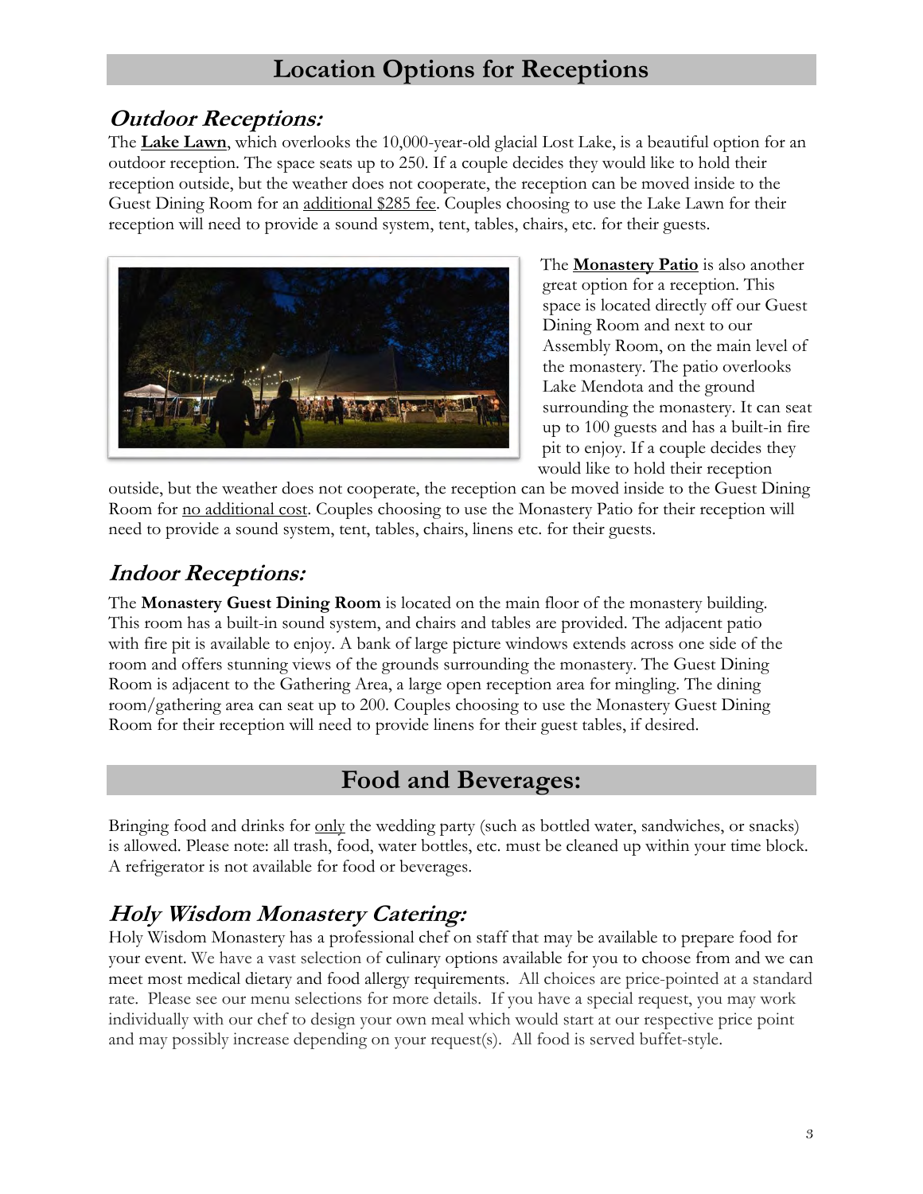## Location Options for Receptions

### *Outdoor Receptions:*

The **Lake Lawn**, which overlooks the 10,000-year-old glacial Lost Lake, is a beautiful option for an outdoor reception. The space seats up to 250. If a couple decides they would like to hold their reception outside, but the weather does not cooperate, the reception can be moved inside to the Guest Dining Room for an additional $285 fee. Couples choosing to use the Lake Lawn for their reception will need to provide a sound system, tent, tables, chairs, etc. for their guests.

The **Monastery Patio** is also another great option for a reception. This space is located directly off our Guest Dining Room and next to our Assembly Room, on the main level of the monastery. The patio overlooks Lake Mendota and the ground surrounding the monastery. It can seat up to 100 guests and has a built-in fire pit to enjoy. If a couple decides they would like to hold their reception outside, but the weather does not cooperate, the reception can be moved inside to the Guest Dining Room for no additional cost. Couples choosing to use the Monastery Patio for their reception will need to provide a sound system, tent, tables, chairs, linens etc. for their guests.

### *Indoor Receptions:*

The **Monastery Guest Dining Room** is located on the main floor of the monastery building. This room has a built-in sound system, and chairs and tables are provided. The adjacent patio with fire pit is available to enjoy. A bank of large picture windows extends across one side of the room and offers stunning views of the grounds surrounding the monastery. The Guest Dining Room is adjacent to the Gathering Area, a large open reception area for mingling. The dining room/gathering area can seat up to 200. Couples choosing to use the Monastery Guest Dining Room for their reception will need to provide linens for their guest tables, if desired.

## Food and Beverages:

Bringing food and drinks for only the wedding party (such as bottled water, sandwiches, or snacks) is allowed. Please note: all trash, food, water bottles, etc. must be cleaned up within your time block. A refrigerator is not available for food or beverages.

### *Holy Wisdom Monastery Catering:*

Holy Wisdom Monastery has a professional chef on staff that may be available to prepare food for your event. We have a vast selection of culinary options available for you to choose from and we can meet most medical dietary and food allergy requirements. All choices are price-pointed at a standard rate. Please see our menu selections for more details. If you have a special request, you may work individually with our chef to design your own meal which would start at our respective price point and may possibly increase depending on your request(s). All food is served buffet-style.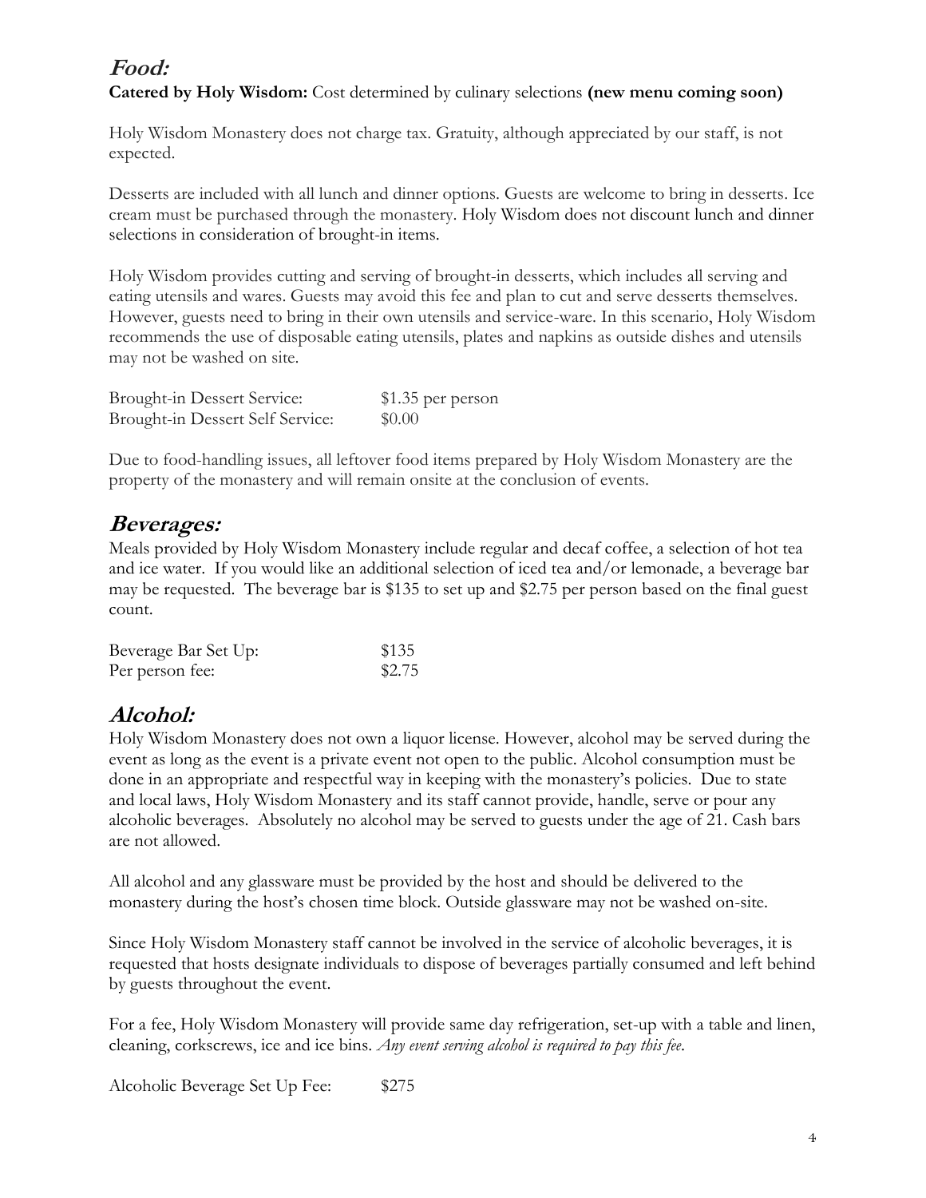## ***Food:***

**Catered by Holy Wisdom:** Cost determined by culinary selections **(new menu coming soon)**

Holy Wisdom Monastery does not charge tax. Gratuity, although appreciated by our staff, is not expected.

Desserts are included with all lunch and dinner options. Guests are welcome to bring in desserts. Ice cream must be purchased through the monastery. Holy Wisdom does not discount lunch and dinner selections in consideration of brought-in items.

Holy Wisdom provides cutting and serving of brought-in desserts, which includes all serving and eating utensils and wares. Guests may avoid this fee and plan to cut and serve desserts themselves. However, guests need to bring in their own utensils and service-ware. In this scenario, Holy Wisdom recommends the use of disposable eating utensils, plates and napkins as outside dishes and utensils may not be washed on site.

| | |
|---|---|
| Brought-in Dessert Service: | $1.35 per person |
| Brought-in Dessert Self Service: | $0.00 |

Due to food-handling issues, all leftover food items prepared by Holy Wisdom Monastery are the property of the monastery and will remain onsite at the conclusion of events.

## ***Beverages:***

Meals provided by Holy Wisdom Monastery include regular and decaf coffee, a selection of hot tea and ice water. If you would like an additional selection of iced tea and/or lemonade, a beverage bar may be requested. The beverage bar is $135 to set up and $2.75 per person based on the final guest count.

| | |
|---|---|
| Beverage Bar Set Up: | $135 |
| Per person fee: | $2.75 |

## ***Alcohol:***

Holy Wisdom Monastery does not own a liquor license. However, alcohol may be served during the event as long as the event is a private event not open to the public. Alcohol consumption must be done in an appropriate and respectful way in keeping with the monastery's policies. Due to state and local laws, Holy Wisdom Monastery and its staff cannot provide, handle, serve or pour any alcoholic beverages. Absolutely no alcohol may be served to guests under the age of 21. Cash bars are not allowed.

All alcohol and any glassware must be provided by the host and should be delivered to the monastery during the host's chosen time block. Outside glassware may not be washed on-site.

Since Holy Wisdom Monastery staff cannot be involved in the service of alcoholic beverages, it is requested that hosts designate individuals to dispose of beverages partially consumed and left behind by guests throughout the event.

For a fee, Holy Wisdom Monastery will provide same day refrigeration, set-up with a table and linen, cleaning, corkscrews, ice and ice bins. *Any event serving alcohol is required to pay this fee.*

Alcoholic Beverage Set Up Fee: $275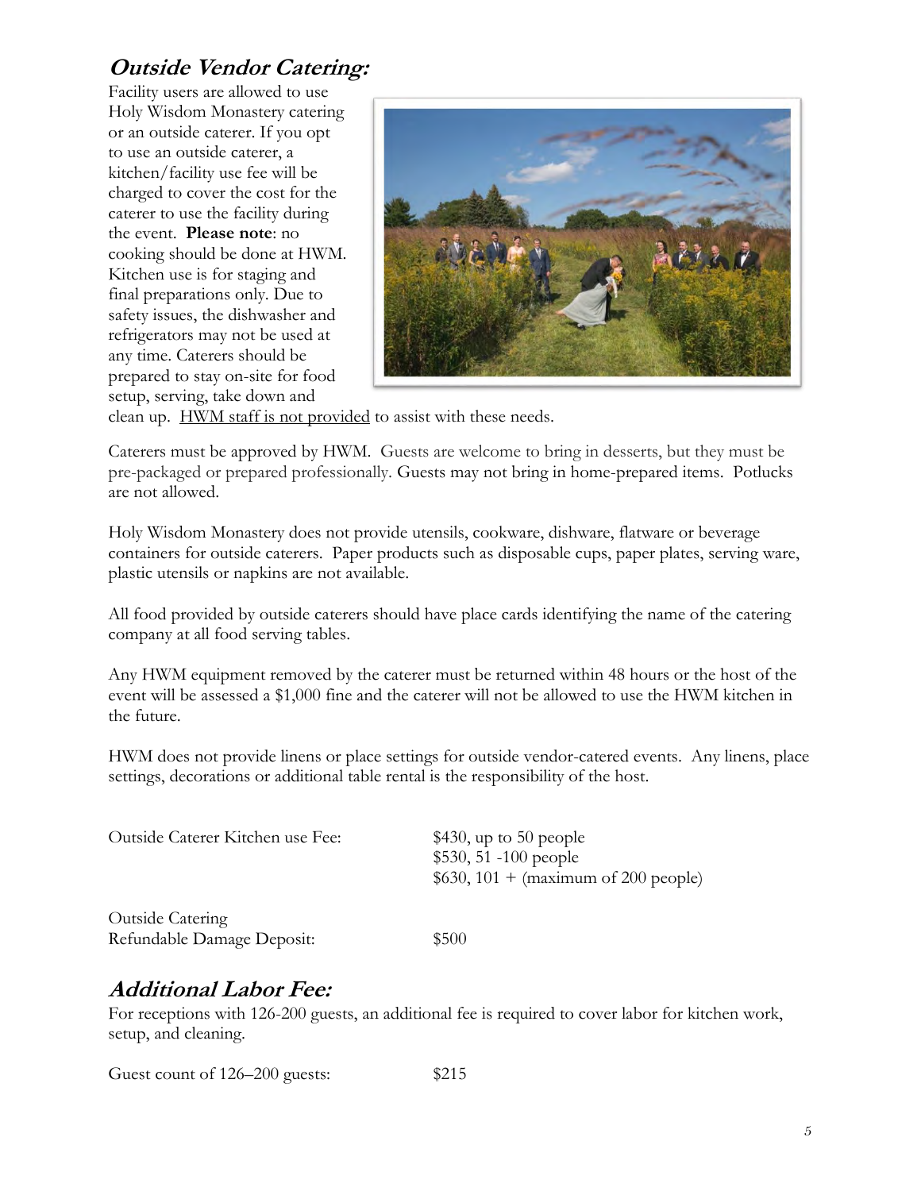## ***Outside Vendor Catering:***

Facility users are allowed to use Holy Wisdom Monastery catering or an outside caterer. If you opt to use an outside caterer, a kitchen/facility use fee will be charged to cover the cost for the caterer to use the facility during the event. **Please note**: no cooking should be done at HWM. Kitchen use is for staging and final preparations only. Due to safety issues, the dishwasher and refrigerators may not be used at any time. Caterers should be prepared to stay on-site for food setup, serving, take down and clean up. <u>HWM staff is not provided</u> to assist with these needs.

Caterers must be approved by HWM. Guests are welcome to bring in desserts, but they must be pre-packaged or prepared professionally. Guests may not bring in home-prepared items. Potlucks are not allowed.

Holy Wisdom Monastery does not provide utensils, cookware, dishware, flatware or beverage containers for outside caterers. Paper products such as disposable cups, paper plates, serving ware, plastic utensils or napkins are not available.

All food provided by outside caterers should have place cards identifying the name of the catering company at all food serving tables.

Any HWM equipment removed by the caterer must be returned within 48 hours or the host of the event will be assessed a $1,000 fine and the caterer will not be allowed to use the HWM kitchen in the future.

HWM does not provide linens or place settings for outside vendor-catered events. Any linens, place settings, decorations or additional table rental is the responsibility of the host.

| | |
|---|---|
| Outside Caterer Kitchen use Fee: | $430, up to 50 people<br>$530, 51 -100 people<br>$630, 101 + (maximum of 200 people) |
| Outside Catering<br>Refundable Damage Deposit: | $500 |

## ***Additional Labor Fee:***

For receptions with 126-200 guests, an additional fee is required to cover labor for kitchen work, setup, and cleaning.

| | |
|---|---|
| Guest count of 126–200 guests: | $215 |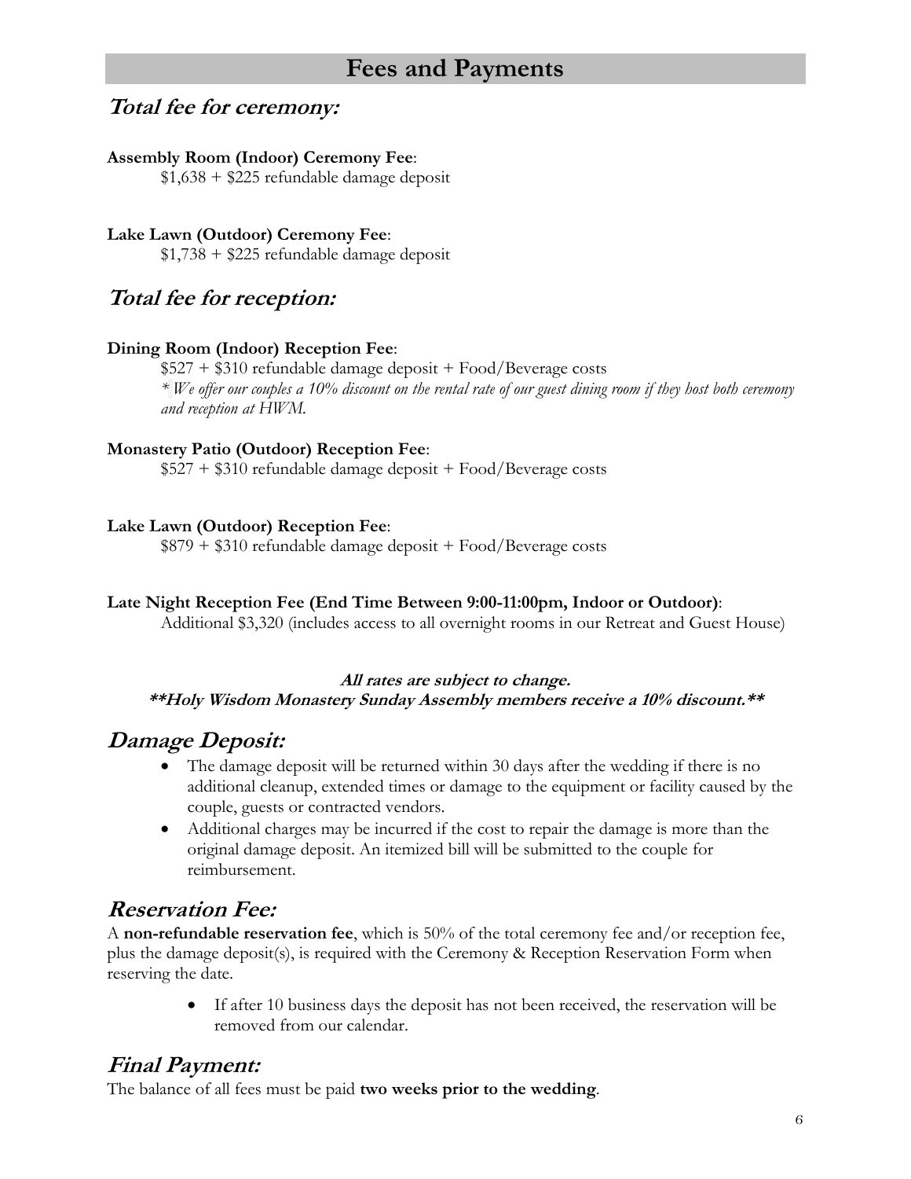# Fees and Payments

## *Total fee for ceremony:*

**Assembly Room (Indoor) Ceremony Fee**:
$1,638 + $225 refundable damage deposit

**Lake Lawn (Outdoor) Ceremony Fee**:
$1,738 + $225 refundable damage deposit

## *Total fee for reception:*

**Dining Room (Indoor) Reception Fee**:
$527 + $310 refundable damage deposit + Food/Beverage costs
*\* We offer our couples a 10% discount on the rental rate of our guest dining room if they host both ceremony and reception at HWM.*

**Monastery Patio (Outdoor) Reception Fee**:
$527 + $310 refundable damage deposit + Food/Beverage costs

**Lake Lawn (Outdoor) Reception Fee**:
$879 + $310 refundable damage deposit + Food/Beverage costs

**Late Night Reception Fee (End Time Between 9:00-11:00pm, Indoor or Outdoor)**:
Additional $3,320 (includes access to all overnight rooms in our Retreat and Guest House)

***All rates are subject to change.***
***\*\*Holy Wisdom Monastery Sunday Assembly members receive a 10% discount.\*\****

## *Damage Deposit:*

- The damage deposit will be returned within 30 days after the wedding if there is no additional cleanup, extended times or damage to the equipment or facility caused by the couple, guests or contracted vendors.
- Additional charges may be incurred if the cost to repair the damage is more than the original damage deposit. An itemized bill will be submitted to the couple for reimbursement.

## *Reservation Fee:*

A **non-refundable reservation fee**, which is 50% of the total ceremony fee and/or reception fee, plus the damage deposit(s), is required with the Ceremony & Reception Reservation Form when reserving the date.

- If after 10 business days the deposit has not been received, the reservation will be removed from our calendar.

## *Final Payment:*

The balance of all fees must be paid **two weeks prior to the wedding**.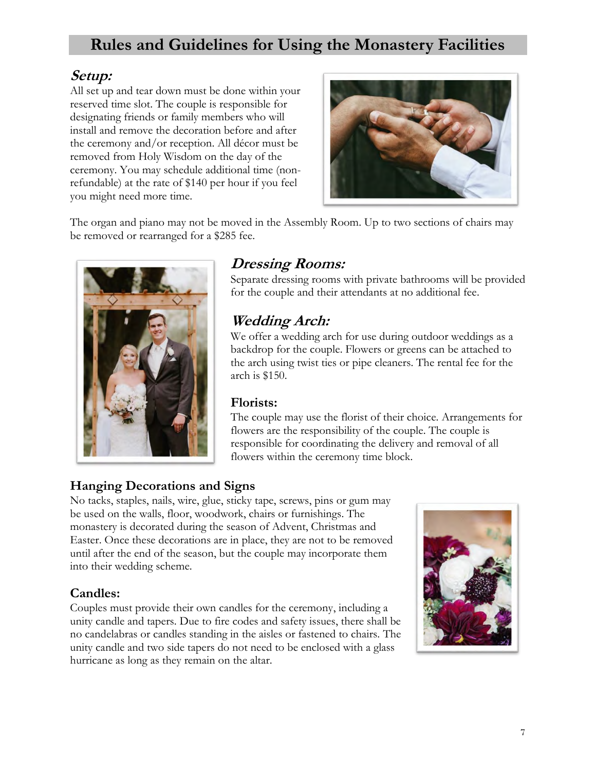# Rules and Guidelines for Using the Monastery Facilities

## *Setup:*

All set up and tear down must be done within your reserved time slot. The couple is responsible for designating friends or family members who will install and remove the decoration before and after the ceremony and/or reception. All décor must be removed from Holy Wisdom on the day of the ceremony. You may schedule additional time (non-refundable) at the rate of $140 per hour if you feel you might need more time.

The organ and piano may not be moved in the Assembly Room. Up to two sections of chairs may be removed or rearranged for a $285 fee.

## *Dressing Rooms:*

Separate dressing rooms with private bathrooms will be provided for the couple and their attendants at no additional fee.

## *Wedding Arch:*

We offer a wedding arch for use during outdoor weddings as a backdrop for the couple. Flowers or greens can be attached to the arch using twist ties or pipe cleaners. The rental fee for the arch is $150.

### Florists:

The couple may use the florist of their choice. Arrangements for flowers are the responsibility of the couple. The couple is responsible for coordinating the delivery and removal of all flowers within the ceremony time block.

### Hanging Decorations and Signs

No tacks, staples, nails, wire, glue, sticky tape, screws, pins or gum may be used on the walls, floor, woodwork, chairs or furnishings. The monastery is decorated during the season of Advent, Christmas and Easter. Once these decorations are in place, they are not to be removed until after the end of the season, but the couple may incorporate them into their wedding scheme.

### Candles:

Couples must provide their own candles for the ceremony, including a unity candle and tapers. Due to fire codes and safety issues, there shall be no candelabras or candles standing in the aisles or fastened to chairs. The unity candle and two side tapers do not need to be enclosed with a glass hurricane as long as they remain on the altar.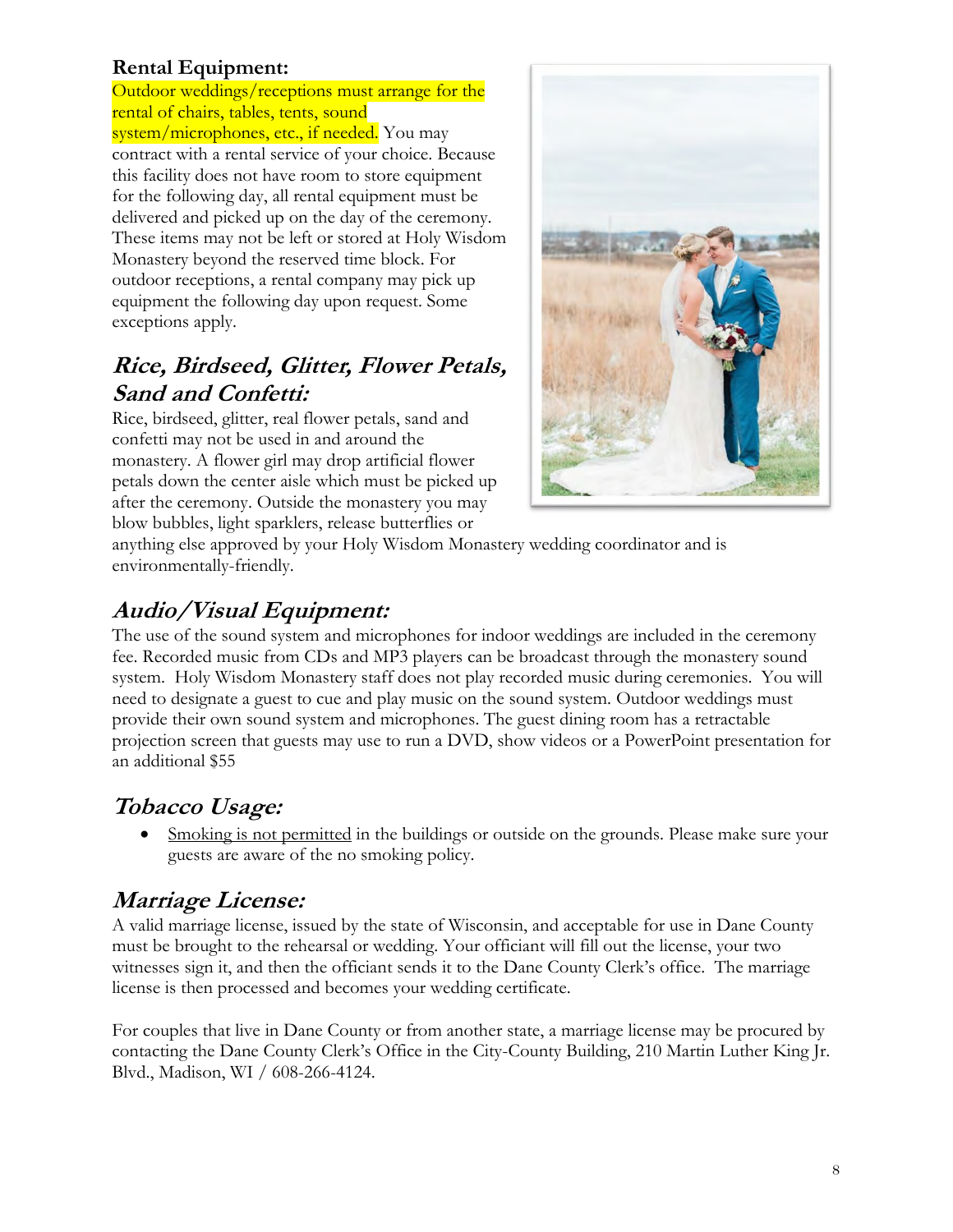**Rental Equipment:**
Outdoor weddings/receptions must arrange for the rental of chairs, tables, tents, sound system/microphones, etc., if needed. You may contract with a rental service of your choice. Because this facility does not have room to store equipment for the following day, all rental equipment must be delivered and picked up on the day of the ceremony. These items may not be left or stored at Holy Wisdom Monastery beyond the reserved time block. For outdoor receptions, a rental company may pick up equipment the following day upon request. Some exceptions apply.

## *Rice, Birdseed, Glitter, Flower Petals, Sand and Confetti:*

Rice, birdseed, glitter, real flower petals, sand and confetti may not be used in and around the monastery. A flower girl may drop artificial flower petals down the center aisle which must be picked up after the ceremony. Outside the monastery you may blow bubbles, light sparklers, release butterflies or anything else approved by your Holy Wisdom Monastery wedding coordinator and is environmentally-friendly.

## *Audio/Visual Equipment:*

The use of the sound system and microphones for indoor weddings are included in the ceremony fee. Recorded music from CDs and MP3 players can be broadcast through the monastery sound system. Holy Wisdom Monastery staff does not play recorded music during ceremonies. You will need to designate a guest to cue and play music on the sound system. Outdoor weddings must provide their own sound system and microphones. The guest dining room has a retractable projection screen that guests may use to run a DVD, show videos or a PowerPoint presentation for an additional $55

## *Tobacco Usage:*

- Smoking is not permitted in the buildings or outside on the grounds. Please make sure your guests are aware of the no smoking policy.

## *Marriage License:*

A valid marriage license, issued by the state of Wisconsin, and acceptable for use in Dane County must be brought to the rehearsal or wedding. Your officiant will fill out the license, your two witnesses sign it, and then the officiant sends it to the Dane County Clerk's office. The marriage license is then processed and becomes your wedding certificate.

For couples that live in Dane County or from another state, a marriage license may be procured by contacting the Dane County Clerk's Office in the City-County Building, 210 Martin Luther King Jr. Blvd., Madison, WI / 608-266-4124.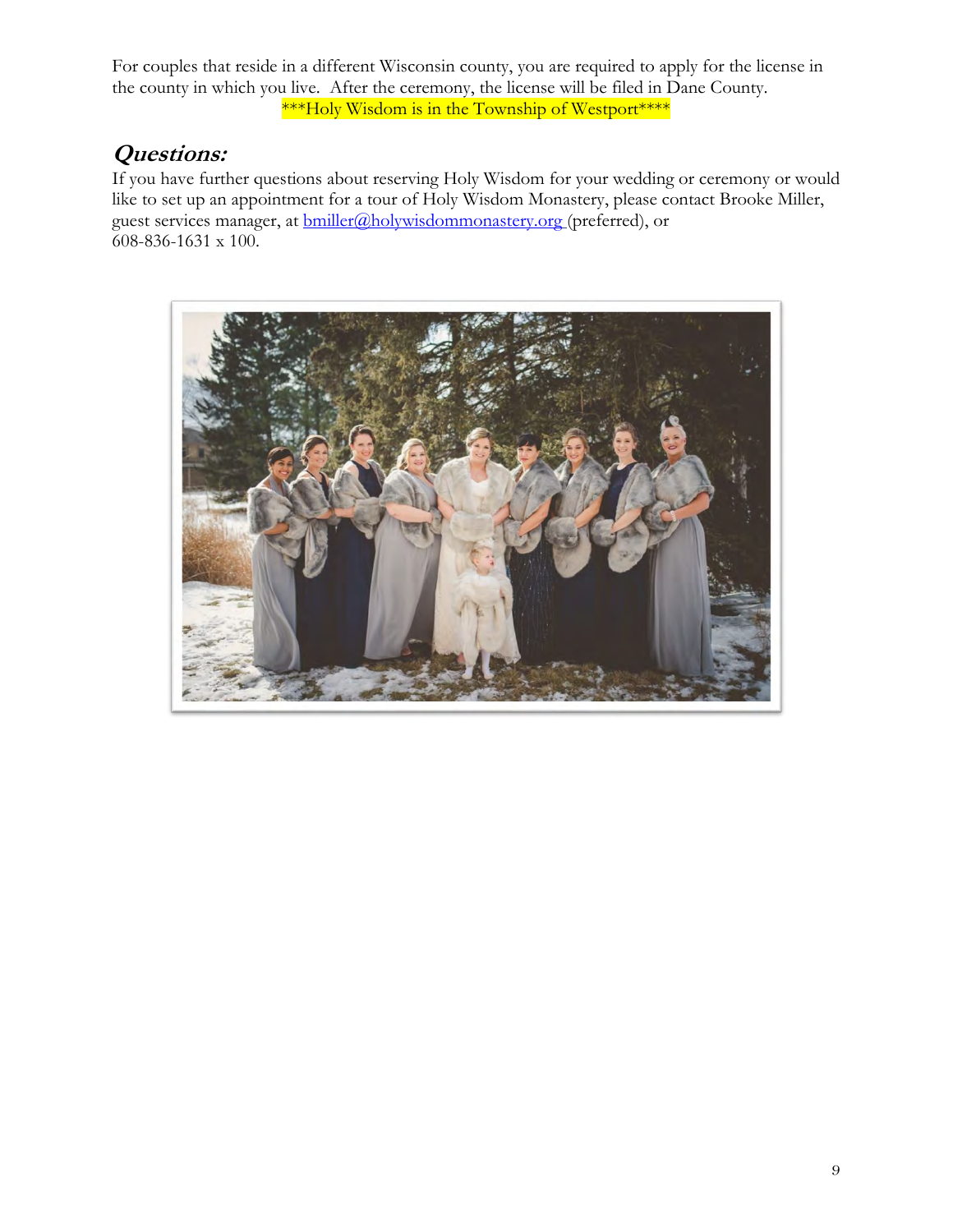For couples that reside in a different Wisconsin county, you are required to apply for the license in the county in which you live. After the ceremony, the license will be filed in Dane County.

***Holy Wisdom is in the Township of Westport****

## *Questions:*

If you have further questions about reserving Holy Wisdom for your wedding or ceremony or would like to set up an appointment for a tour of Holy Wisdom Monastery, please contact Brooke Miller, guest services manager, at [bmiller@holywisdommonastery.org](mailto:bmiller@holywisdommonastery.org) (preferred), or 608-836-1631 x 100.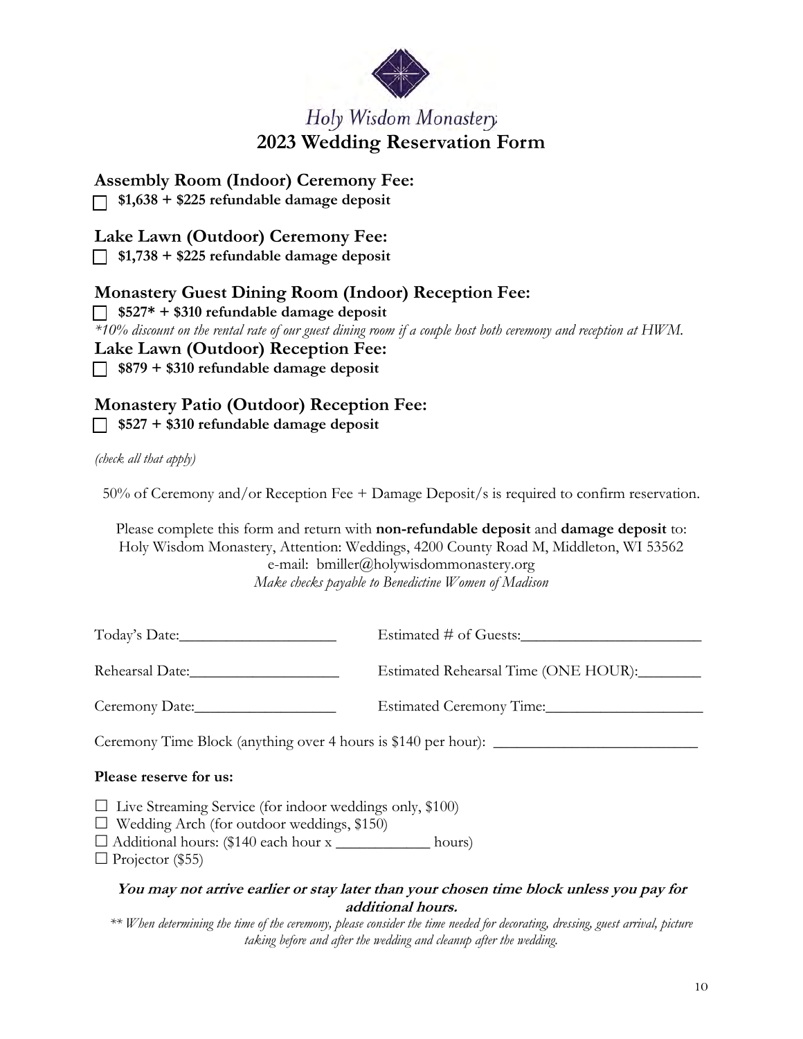Holy Wisdom Monastery

# 2023 Wedding Reservation Form

## Assembly Room (Indoor) Ceremony Fee:

☐ **$1,638 + $225 refundable damage deposit**

## Lake Lawn (Outdoor) Ceremony Fee:

☐ **$1,738 + $225 refundable damage deposit**

## Monastery Guest Dining Room (Indoor) Reception Fee:

☐ **$527* + $310 refundable damage deposit**

*\*10% discount on the rental rate of our guest dining room if a couple host both ceremony and reception at HWM.*

## Lake Lawn (Outdoor) Reception Fee:

☐ **$879 + $310 refundable damage deposit**

## Monastery Patio (Outdoor) Reception Fee:

☐ **$527 + $310 refundable damage deposit**

*(check all that apply)*

50% of Ceremony and/or Reception Fee + Damage Deposit/s is required to confirm reservation.

Please complete this form and return with **non-refundable deposit** and **damage deposit** to:
Holy Wisdom Monastery, Attention: Weddings, 4200 County Road M, Middleton, WI 53562
e-mail: bmiller@holywisdommonastery.org
*Make checks payable to Benedictine Women of Madison*

Today's Date:____________________ Estimated # of Guests:________________________

Rehearsal Date:___________________ Estimated Rehearsal Time (ONE HOUR):________

Ceremony Date:__________________ Estimated Ceremony Time:____________________

Ceremony Time Block (anything over 4 hours is $140 per hour): __________________________

**Please reserve for us:**

☐ Live Streaming Service (for indoor weddings only, $100)
☐ Wedding Arch (for outdoor weddings, $150)
☐ Additional hours: ($140 each hour x ____________ hours)
☐ Projector ($55)

***You may not arrive earlier or stay later than your chosen time block unless you pay for additional hours.***

*\*\* When determining the time of the ceremony, please consider the time needed for decorating, dressing, guest arrival, picture taking before and after the wedding and cleanup after the wedding.*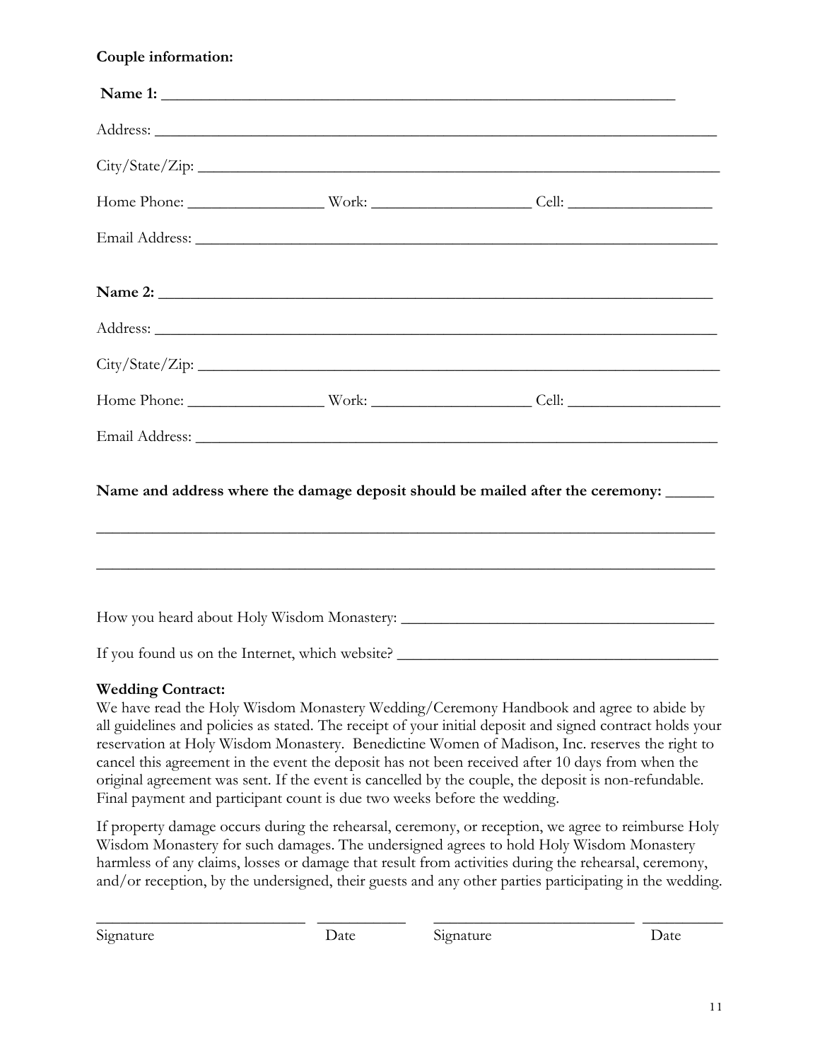**Couple information:**

**Name 1:** ___________________________________________________________________

Address: _______________________________________________________________________

City/State/Zip: _________________________________________________________________

Home Phone: _________________ Work: ____________________ Cell: __________________

Email Address: __________________________________________________________________

**Name 2:** ______________________________________________________________________

Address: _______________________________________________________________________

City/State/Zip: _________________________________________________________________

Home Phone: _________________ Work: ____________________ Cell: ___________________

Email Address: __________________________________________________________________

**Name and address where the damage deposit should be mailed after the ceremony:** ______

__________________________________________________________________________________

__________________________________________________________________________________

How you heard about Holy Wisdom Monastery: _______________________________________

If you found us on the Internet, which website? _______________________________________

**Wedding Contract:**

We have read the Holy Wisdom Monastery Wedding/Ceremony Handbook and agree to abide by all guidelines and policies as stated. The receipt of your initial deposit and signed contract holds your reservation at Holy Wisdom Monastery. Benedictine Women of Madison, Inc. reserves the right to cancel this agreement in the event the deposit has not been received after 10 days from when the original agreement was sent. If the event is cancelled by the couple, the deposit is non-refundable. Final payment and participant count is due two weeks before the wedding.

If property damage occurs during the rehearsal, ceremony, or reception, we agree to reimburse Holy Wisdom Monastery for such damages. The undersigned agrees to hold Holy Wisdom Monastery harmless of any claims, losses or damage that result from activities during the rehearsal, ceremony, and/or reception, by the undersigned, their guests and any other parties participating in the wedding.

__________________________ ___________ __________________________ __________

Signature Date Signature Date